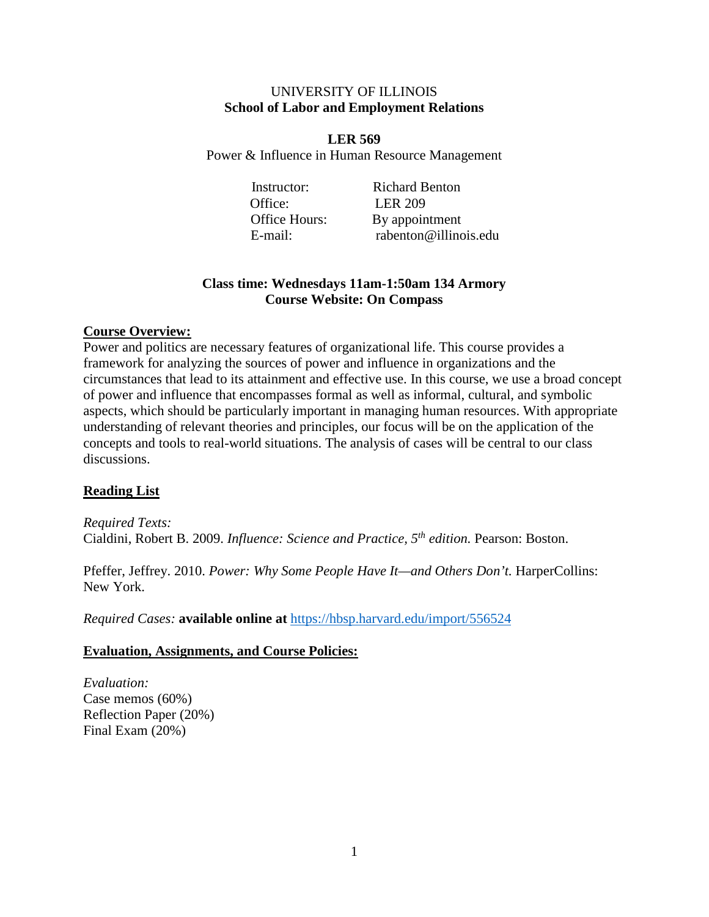UNIVERSITY OF ILLINOIS
**School of Labor and Employment Relations**

**LER 569**
Power & Influence in Human Resource Management

| | |
|---|---|
| Instructor: | Richard Benton |
| Office: | LER 209 |
| Office Hours: | By appointment |
| E-mail: | rabenton@illinois.edu |

**Class time: Wednesdays 11am-1:50am 134 Armory**
**Course Website: On Compass**

## Course Overview:

Power and politics are necessary features of organizational life. This course provides a framework for analyzing the sources of power and influence in organizations and the circumstances that lead to its attainment and effective use. In this course, we use a broad concept of power and influence that encompasses formal as well as informal, cultural, and symbolic aspects, which should be particularly important in managing human resources. With appropriate understanding of relevant theories and principles, our focus will be on the application of the concepts and tools to real-world situations. The analysis of cases will be central to our class discussions.

## Reading List

*Required Texts:*
Cialdini, Robert B. 2009. *Influence: Science and Practice, 5th edition.* Pearson: Boston.

Pfeffer, Jeffrey. 2010. *Power: Why Some People Have It—and Others Don't.* HarperCollins: New York.

*Required Cases:* **available online at** https://hbsp.harvard.edu/import/556524

## Evaluation, Assignments, and Course Policies:

*Evaluation:*
Case memos (60%)
Reflection Paper (20%)
Final Exam (20%)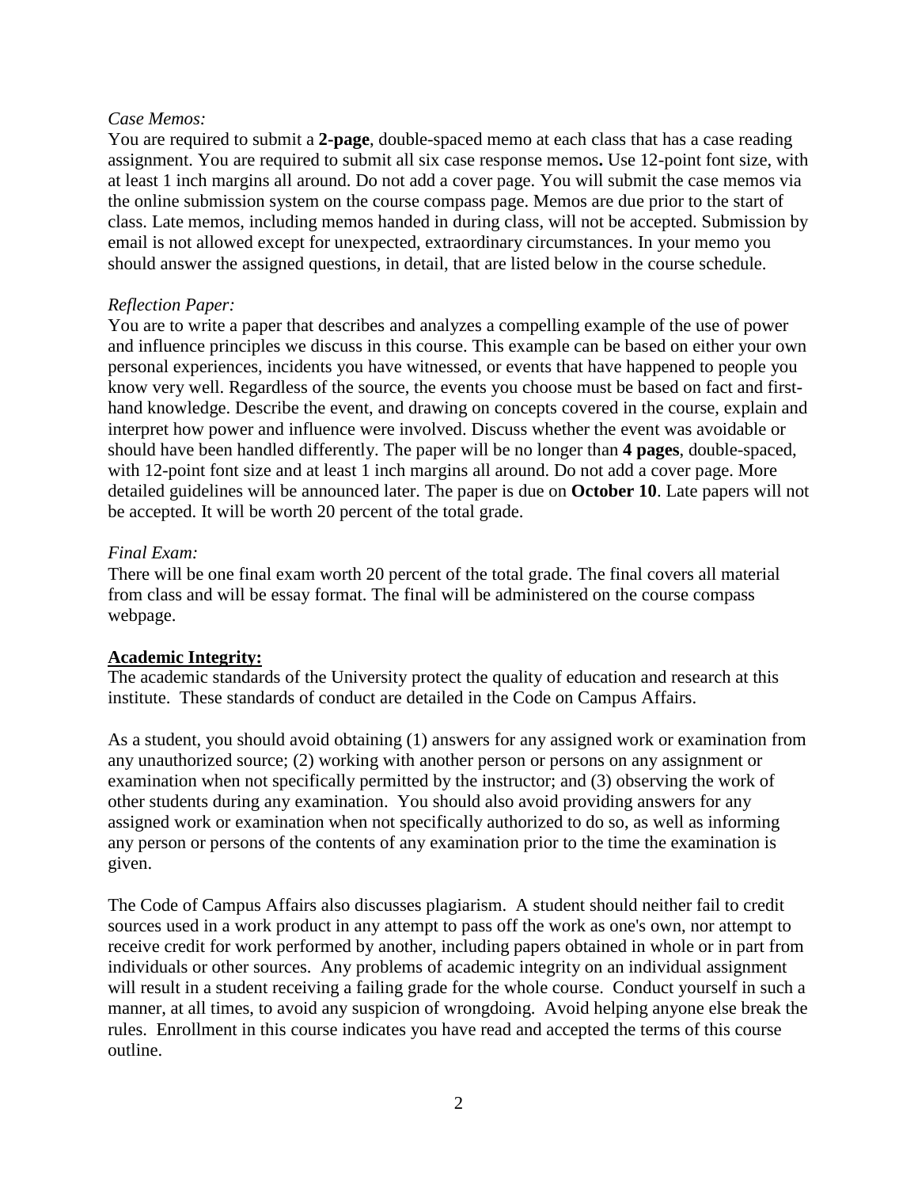*Case Memos:*
You are required to submit a **2-page**, double-spaced memo at each class that has a case reading assignment. You are required to submit all six case response memos**.** Use 12-point font size, with at least 1 inch margins all around. Do not add a cover page. You will submit the case memos via the online submission system on the course compass page. Memos are due prior to the start of class. Late memos, including memos handed in during class, will not be accepted. Submission by email is not allowed except for unexpected, extraordinary circumstances. In your memo you should answer the assigned questions, in detail, that are listed below in the course schedule.

*Reflection Paper:*
You are to write a paper that describes and analyzes a compelling example of the use of power and influence principles we discuss in this course. This example can be based on either your own personal experiences, incidents you have witnessed, or events that have happened to people you know very well. Regardless of the source, the events you choose must be based on fact and first-hand knowledge. Describe the event, and drawing on concepts covered in the course, explain and interpret how power and influence were involved. Discuss whether the event was avoidable or should have been handled differently. The paper will be no longer than **4 pages**, double-spaced, with 12-point font size and at least 1 inch margins all around. Do not add a cover page. More detailed guidelines will be announced later. The paper is due on **October 10**. Late papers will not be accepted. It will be worth 20 percent of the total grade.

*Final Exam:*
There will be one final exam worth 20 percent of the total grade. The final covers all material from class and will be essay format. The final will be administered on the course compass webpage.

**Academic Integrity:**

The academic standards of the University protect the quality of education and research at this institute. These standards of conduct are detailed in the Code on Campus Affairs.

As a student, you should avoid obtaining (1) answers for any assigned work or examination from any unauthorized source; (2) working with another person or persons on any assignment or examination when not specifically permitted by the instructor; and (3) observing the work of other students during any examination. You should also avoid providing answers for any assigned work or examination when not specifically authorized to do so, as well as informing any person or persons of the contents of any examination prior to the time the examination is given.

The Code of Campus Affairs also discusses plagiarism. A student should neither fail to credit sources used in a work product in any attempt to pass off the work as one's own, nor attempt to receive credit for work performed by another, including papers obtained in whole or in part from individuals or other sources. Any problems of academic integrity on an individual assignment will result in a student receiving a failing grade for the whole course. Conduct yourself in such a manner, at all times, to avoid any suspicion of wrongdoing. Avoid helping anyone else break the rules. Enrollment in this course indicates you have read and accepted the terms of this course outline.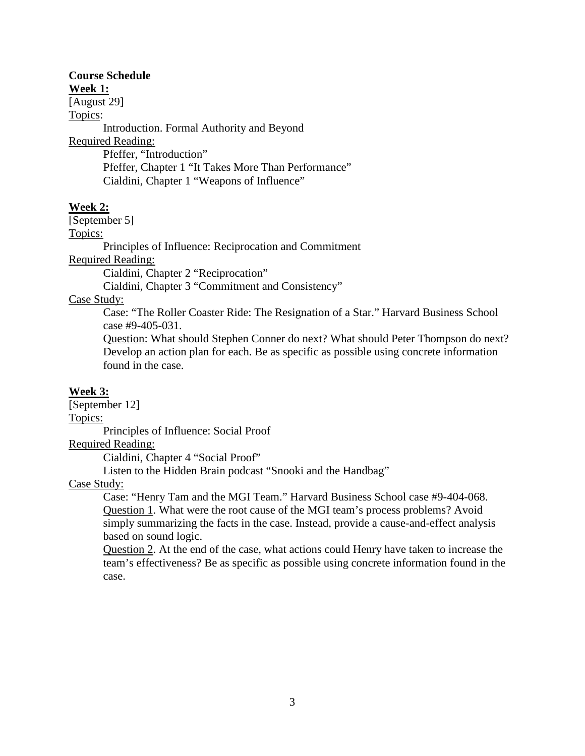**Course Schedule**

**Week 1:**

[August 29]

Topics:

Introduction. Formal Authority and Beyond

Required Reading:

Pfeffer, "Introduction"
Pfeffer, Chapter 1 "It Takes More Than Performance"
Cialdini, Chapter 1 "Weapons of Influence"

**Week 2:**

[September 5]

Topics:

Principles of Influence: Reciprocation and Commitment

Required Reading:

Cialdini, Chapter 2 "Reciprocation"
Cialdini, Chapter 3 "Commitment and Consistency"

Case Study:

Case: "The Roller Coaster Ride: The Resignation of a Star." Harvard Business School case #9-405-031.

Question: What should Stephen Conner do next? What should Peter Thompson do next? Develop an action plan for each. Be as specific as possible using concrete information found in the case.

**Week 3:**

[September 12]

Topics:

Principles of Influence: Social Proof

Required Reading:

Cialdini, Chapter 4 "Social Proof"
Listen to the Hidden Brain podcast "Snooki and the Handbag"

Case Study:

Case: "Henry Tam and the MGI Team." Harvard Business School case #9-404-068.

Question 1. What were the root cause of the MGI team's process problems? Avoid simply summarizing the facts in the case. Instead, provide a cause-and-effect analysis based on sound logic.

Question 2. At the end of the case, what actions could Henry have taken to increase the team's effectiveness? Be as specific as possible using concrete information found in the case.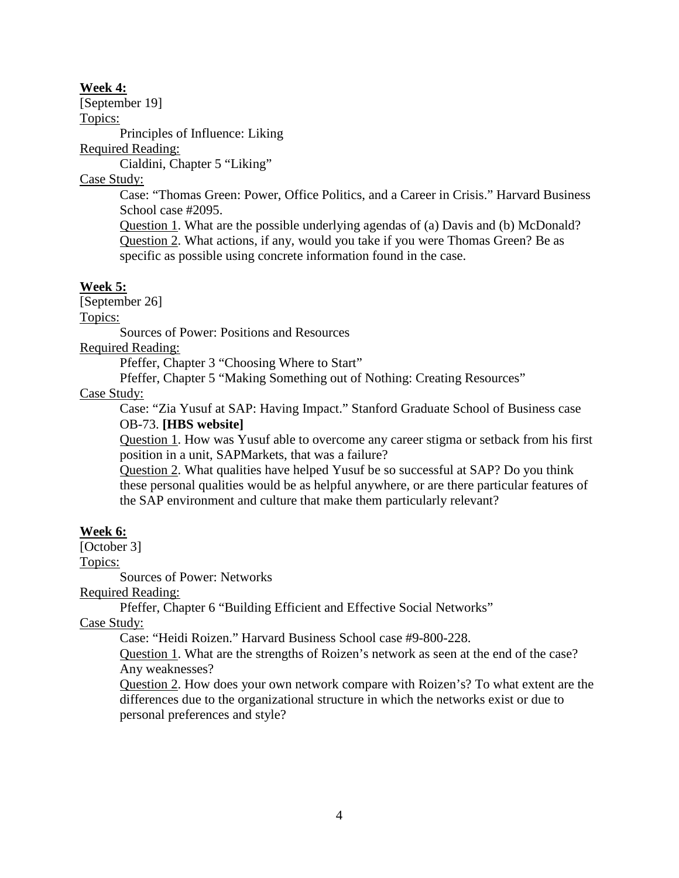**<u>Week 4:</u>**
[September 19]
<u>Topics:</u>

Principles of Influence: Liking

<u>Required Reading:</u>

Cialdini, Chapter 5 “Liking”

<u>Case Study:</u>

Case: “Thomas Green: Power, Office Politics, and a Career in Crisis.” Harvard Business School case #2095.

<u>Question 1</u>. What are the possible underlying agendas of (a) Davis and (b) McDonald?

<u>Question 2</u>. What actions, if any, would you take if you were Thomas Green? Be as specific as possible using concrete information found in the case.

**<u>Week 5:</u>**
[September 26]
<u>Topics:</u>

Sources of Power: Positions and Resources

<u>Required Reading:</u>

Pfeffer, Chapter 3 “Choosing Where to Start”

Pfeffer, Chapter 5 “Making Something out of Nothing: Creating Resources”

<u>Case Study:</u>

Case: “Zia Yusuf at SAP: Having Impact.” Stanford Graduate School of Business case OB-73. **[HBS website]**

<u>Question 1</u>. How was Yusuf able to overcome any career stigma or setback from his first position in a unit, SAPMarkets, that was a failure?

<u>Question 2</u>. What qualities have helped Yusuf be so successful at SAP? Do you think these personal qualities would be as helpful anywhere, or are there particular features of the SAP environment and culture that make them particularly relevant?

**<u>Week 6:</u>**
[October 3]
<u>Topics:</u>

Sources of Power: Networks

<u>Required Reading:</u>

Pfeffer, Chapter 6 “Building Efficient and Effective Social Networks”

<u>Case Study:</u>

Case: “Heidi Roizen.” Harvard Business School case #9-800-228.

<u>Question 1</u>. What are the strengths of Roizen’s network as seen at the end of the case? Any weaknesses?

<u>Question 2</u>. How does your own network compare with Roizen’s? To what extent are the differences due to the organizational structure in which the networks exist or due to personal preferences and style?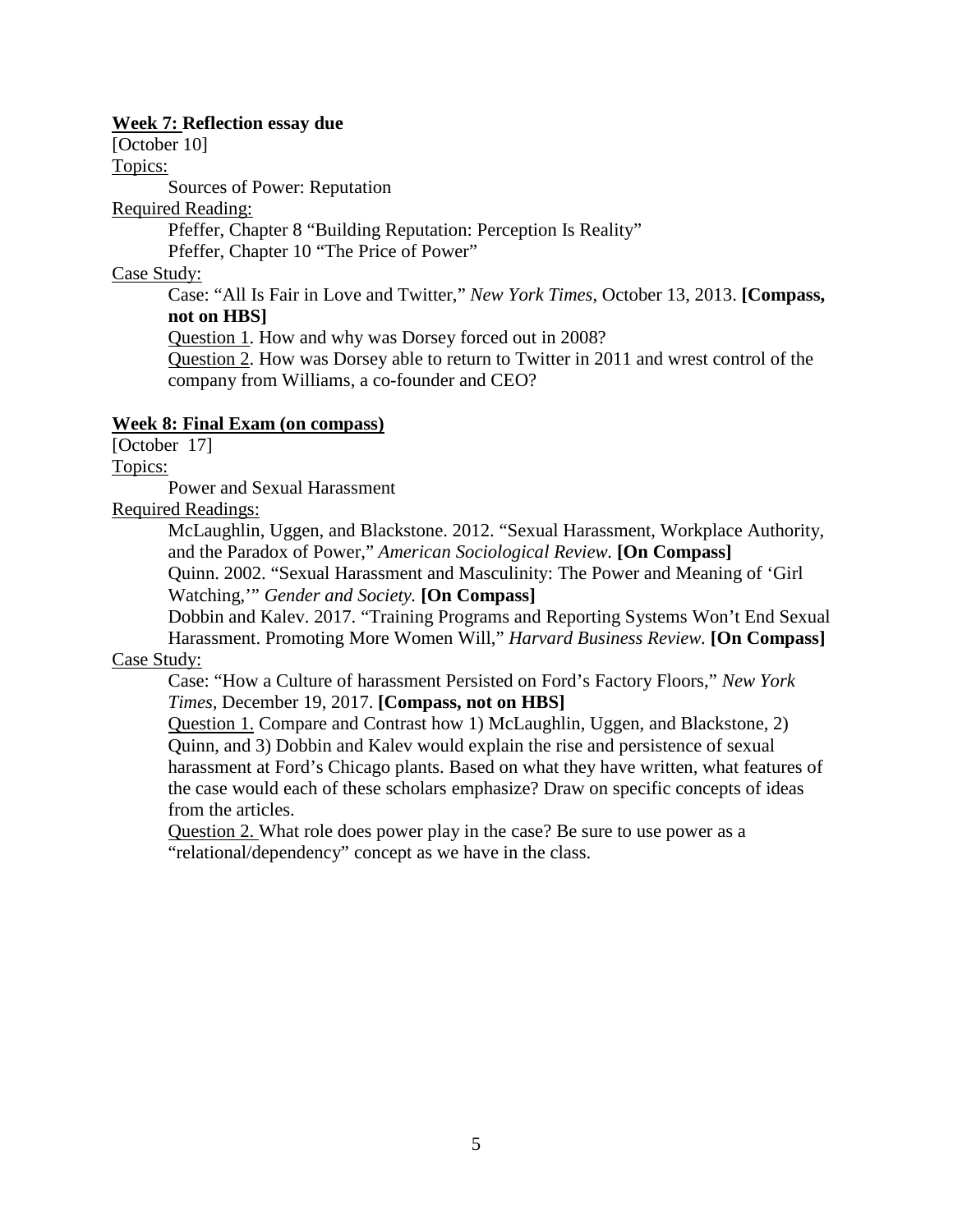**<u>Week 7:</u> Reflection essay due**

[October 10]

<u>Topics:</u>

Sources of Power: Reputation

<u>Required Reading:</u>

Pfeffer, Chapter 8 "Building Reputation: Perception Is Reality"

Pfeffer, Chapter 10 "The Price of Power"

<u>Case Study:</u>

Case: "All Is Fair in Love and Twitter," *New York Times*, October 13, 2013. **[Compass, not on HBS]**

<u>Question 1</u>. How and why was Dorsey forced out in 2008?

<u>Question 2</u>. How was Dorsey able to return to Twitter in 2011 and wrest control of the company from Williams, a co-founder and CEO?

**<u>Week 8: Final Exam (on compass)</u>**

[October 17]

<u>Topics:</u>

Power and Sexual Harassment

<u>Required Readings:</u>

McLaughlin, Uggen, and Blackstone. 2012. "Sexual Harassment, Workplace Authority, and the Paradox of Power," *American Sociological Review.* **[On Compass]**

Quinn. 2002. "Sexual Harassment and Masculinity: The Power and Meaning of 'Girl Watching,'" *Gender and Society.* **[On Compass]**

Dobbin and Kalev. 2017. "Training Programs and Reporting Systems Won't End Sexual Harassment. Promoting More Women Will," *Harvard Business Review.* **[On Compass]**

<u>Case Study:</u>

Case: "How a Culture of harassment Persisted on Ford's Factory Floors," *New York Times*, December 19, 2017. **[Compass, not on HBS]**

<u>Question 1.</u> Compare and Contrast how 1) McLaughlin, Uggen, and Blackstone, 2) Quinn, and 3) Dobbin and Kalev would explain the rise and persistence of sexual harassment at Ford's Chicago plants. Based on what they have written, what features of the case would each of these scholars emphasize? Draw on specific concepts of ideas from the articles.

<u>Question 2.</u> What role does power play in the case? Be sure to use power as a "relational/dependency" concept as we have in the class.